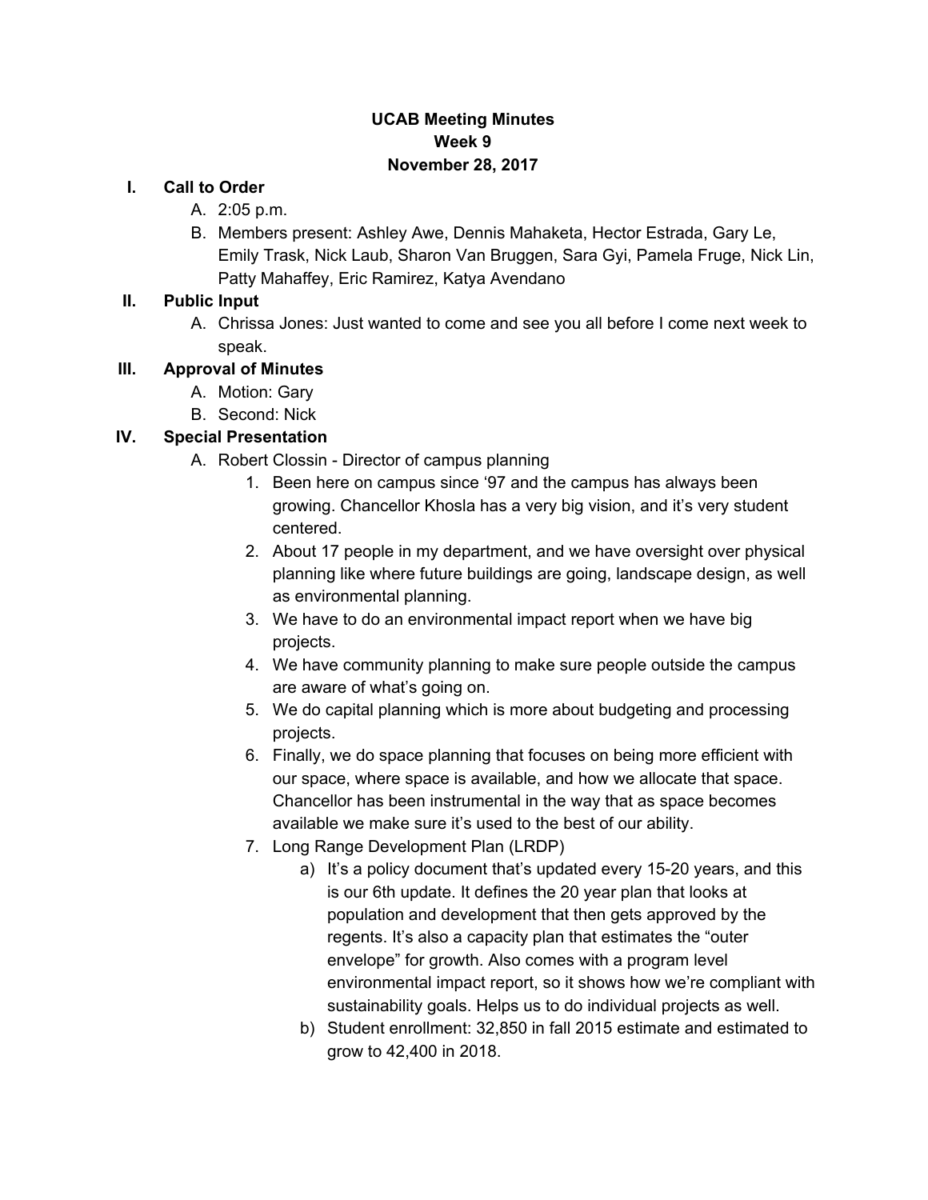# UCAB Meeting Minutes
## Week 9
## November 28, 2017

I. **Call to Order**
   A. 2:05 p.m.
   B. Members present: Ashley Awe, Dennis Mahaketa, Hector Estrada, Gary Le, Emily Trask, Nick Laub, Sharon Van Bruggen, Sara Gyi, Pamela Fruge, Nick Lin, Patty Mahaffey, Eric Ramirez, Katya Avendano

II. **Public Input**
   A. Chrissa Jones: Just wanted to come and see you all before I come next week to speak.

III. **Approval of Minutes**
   A. Motion: Gary
   B. Second: Nick

IV. **Special Presentation**
   A. Robert Clossin - Director of campus planning
      1. Been here on campus since '97 and the campus has always been growing. Chancellor Khosla has a very big vision, and it's very student centered.
      2. About 17 people in my department, and we have oversight over physical planning like where future buildings are going, landscape design, as well as environmental planning.
      3. We have to do an environmental impact report when we have big projects.
      4. We have community planning to make sure people outside the campus are aware of what's going on.
      5. We do capital planning which is more about budgeting and processing projects.
      6. Finally, we do space planning that focuses on being more efficient with our space, where space is available, and how we allocate that space. Chancellor has been instrumental in the way that as space becomes available we make sure it's used to the best of our ability.
      7. Long Range Development Plan (LRDP)
         a) It's a policy document that's updated every 15-20 years, and this is our 6th update. It defines the 20 year plan that looks at population and development that then gets approved by the regents. It's also a capacity plan that estimates the "outer envelope" for growth. Also comes with a program level environmental impact report, so it shows how we're compliant with sustainability goals. Helps us to do individual projects as well.
         b) Student enrollment: 32,850 in fall 2015 estimate and estimated to grow to 42,400 in 2018.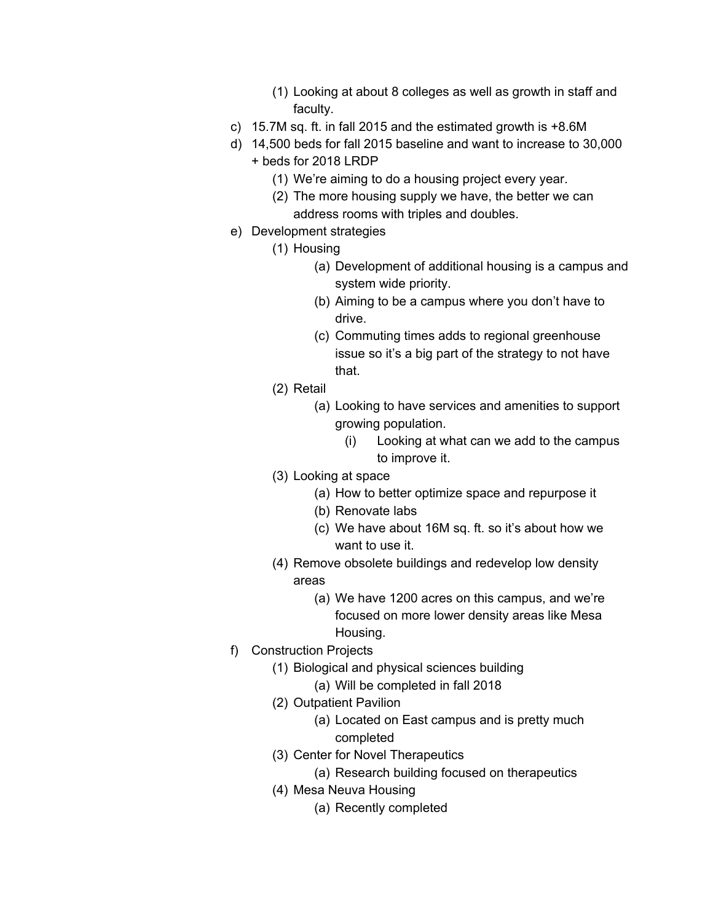(1) Looking at about 8 colleges as well as growth in staff and faculty.

c) 15.7M sq. ft. in fall 2015 and the estimated growth is +8.6M

d) 14,500 beds for fall 2015 baseline and want to increase to 30,000 + beds for 2018 LRDP

    (1) We're aiming to do a housing project every year.

    (2) The more housing supply we have, the better we can address rooms with triples and doubles.

e) Development strategies

    (1) Housing

        (a) Development of additional housing is a campus and system wide priority.

        (b) Aiming to be a campus where you don't have to drive.

        (c) Commuting times adds to regional greenhouse issue so it's a big part of the strategy to not have that.

    (2) Retail

        (a) Looking to have services and amenities to support growing population.

            (i) Looking at what can we add to the campus to improve it.

    (3) Looking at space

        (a) How to better optimize space and repurpose it

        (b) Renovate labs

        (c) We have about 16M sq. ft. so it's about how we want to use it.

    (4) Remove obsolete buildings and redevelop low density areas

        (a) We have 1200 acres on this campus, and we're focused on more lower density areas like Mesa Housing.

f) Construction Projects

    (1) Biological and physical sciences building

        (a) Will be completed in fall 2018

    (2) Outpatient Pavilion

        (a) Located on East campus and is pretty much completed

    (3) Center for Novel Therapeutics

        (a) Research building focused on therapeutics

    (4) Mesa Neuva Housing

        (a) Recently completed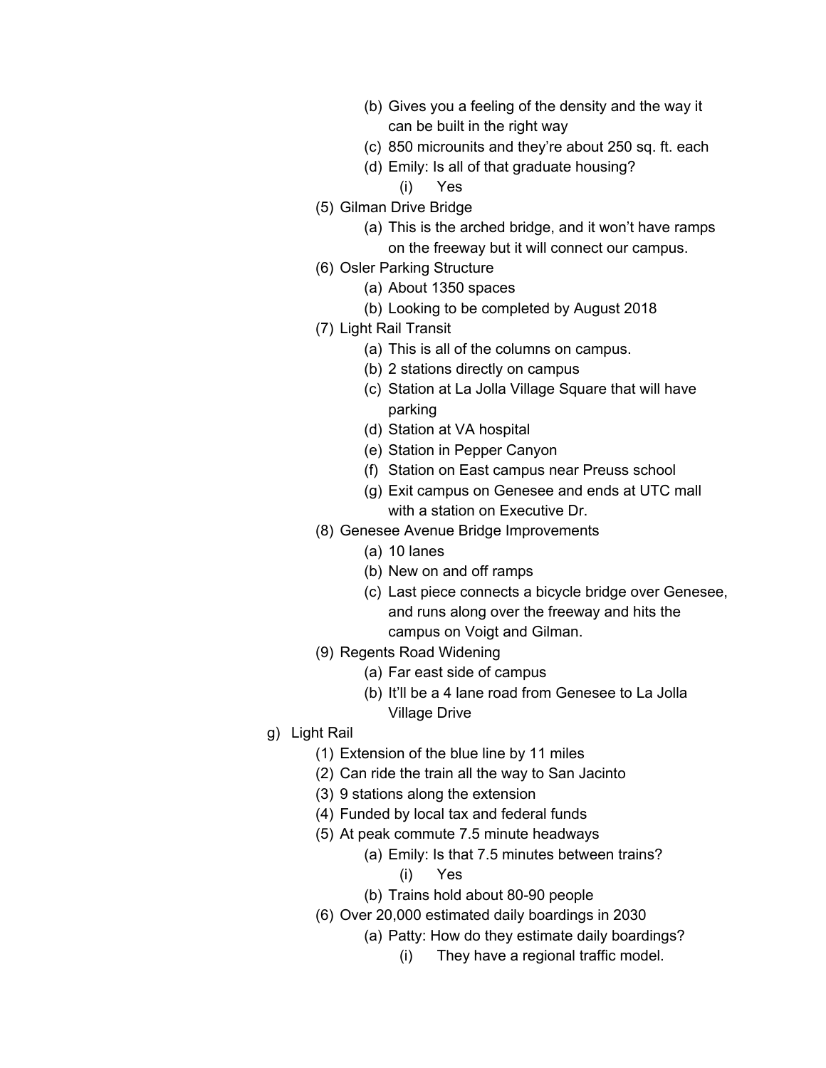- (b) Gives you a feeling of the density and the way it can be built in the right way
- (c) 850 microunits and they're about 250 sq. ft. each
- (d) Emily: Is all of that graduate housing?
  - (i) Yes

(5) Gilman Drive Bridge
- (a) This is the arched bridge, and it won't have ramps on the freeway but it will connect our campus.

(6) Osler Parking Structure
- (a) About 1350 spaces
- (b) Looking to be completed by August 2018

(7) Light Rail Transit
- (a) This is all of the columns on campus.
- (b) 2 stations directly on campus
- (c) Station at La Jolla Village Square that will have parking
- (d) Station at VA hospital
- (e) Station in Pepper Canyon
- (f) Station on East campus near Preuss school
- (g) Exit campus on Genesee and ends at UTC mall with a station on Executive Dr.

(8) Genesee Avenue Bridge Improvements
- (a) 10 lanes
- (b) New on and off ramps
- (c) Last piece connects a bicycle bridge over Genesee, and runs along over the freeway and hits the campus on Voigt and Gilman.

(9) Regents Road Widening
- (a) Far east side of campus
- (b) It'll be a 4 lane road from Genesee to La Jolla Village Drive

g) Light Rail

(1) Extension of the blue line by 11 miles

(2) Can ride the train all the way to San Jacinto

(3) 9 stations along the extension

(4) Funded by local tax and federal funds

(5) At peak commute 7.5 minute headways
- (a) Emily: Is that 7.5 minutes between trains?
  - (i) Yes
- (b) Trains hold about 80-90 people

(6) Over 20,000 estimated daily boardings in 2030
- (a) Patty: How do they estimate daily boardings?
  - (i) They have a regional traffic model.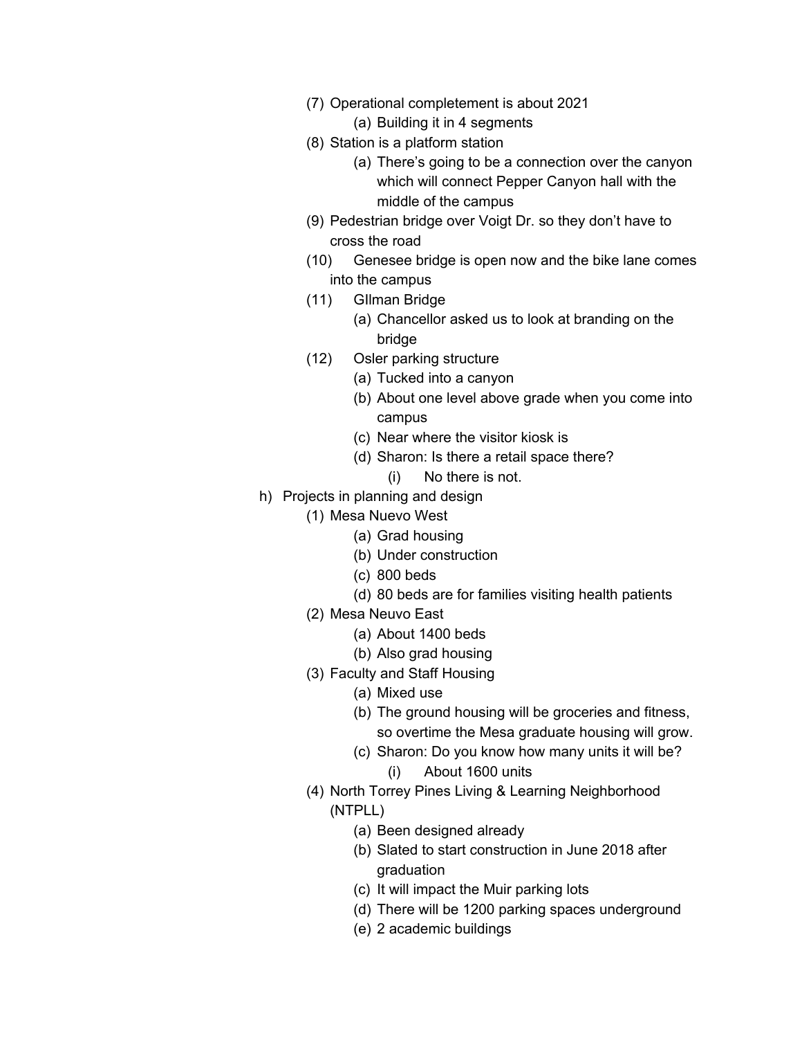- (7) Operational completement is about 2021
  - (a) Building it in 4 segments
- (8) Station is a platform station
  - (a) There's going to be a connection over the canyon which will connect Pepper Canyon hall with the middle of the campus
- (9) Pedestrian bridge over Voigt Dr. so they don't have to cross the road
- (10) Genesee bridge is open now and the bike lane comes into the campus
- (11) GIlman Bridge
  - (a) Chancellor asked us to look at branding on the bridge
- (12) Osler parking structure
  - (a) Tucked into a canyon
  - (b) About one level above grade when you come into campus
  - (c) Near where the visitor kiosk is
  - (d) Sharon: Is there a retail space there?
    - (i) No there is not.

h) Projects in planning and design

- (1) Mesa Nuevo West
  - (a) Grad housing
  - (b) Under construction
  - (c) 800 beds
  - (d) 80 beds are for families visiting health patients
- (2) Mesa Neuvo East
  - (a) About 1400 beds
  - (b) Also grad housing
- (3) Faculty and Staff Housing
  - (a) Mixed use
  - (b) The ground housing will be groceries and fitness, so overtime the Mesa graduate housing will grow.
  - (c) Sharon: Do you know how many units it will be?
    - (i) About 1600 units
- (4) North Torrey Pines Living & Learning Neighborhood (NTPLL)
  - (a) Been designed already
  - (b) Slated to start construction in June 2018 after graduation
  - (c) It will impact the Muir parking lots
  - (d) There will be 1200 parking spaces underground
  - (e) 2 academic buildings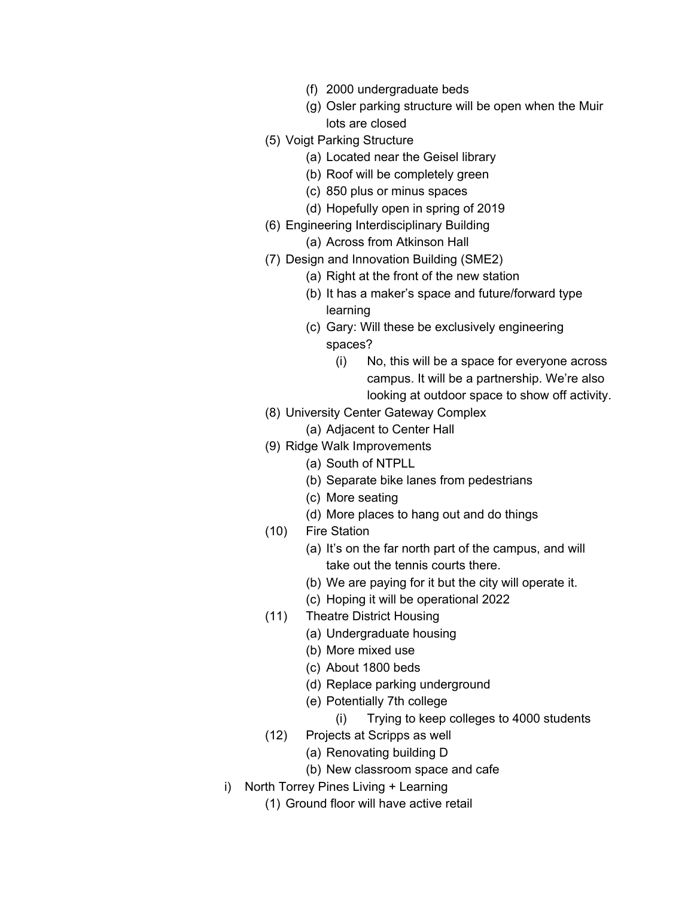- (f) 2000 undergraduate beds
        - (g) Osler parking structure will be open when the Muir lots are closed
    - (5) Voigt Parking Structure
        - (a) Located near the Geisel library
        - (b) Roof will be completely green
        - (c) 850 plus or minus spaces
        - (d) Hopefully open in spring of 2019
    - (6) Engineering Interdisciplinary Building
        - (a) Across from Atkinson Hall
    - (7) Design and Innovation Building (SME2)
        - (a) Right at the front of the new station
        - (b) It has a maker's space and future/forward type learning
        - (c) Gary: Will these be exclusively engineering spaces?
            - (i) No, this will be a space for everyone across campus. It will be a partnership. We're also looking at outdoor space to show off activity.
    - (8) University Center Gateway Complex
        - (a) Adjacent to Center Hall
    - (9) Ridge Walk Improvements
        - (a) South of NTPLL
        - (b) Separate bike lanes from pedestrians
        - (c) More seating
        - (d) More places to hang out and do things
    - (10) Fire Station
        - (a) It's on the far north part of the campus, and will take out the tennis courts there.
        - (b) We are paying for it but the city will operate it.
        - (c) Hoping it will be operational 2022
    - (11) Theatre District Housing
        - (a) Undergraduate housing
        - (b) More mixed use
        - (c) About 1800 beds
        - (d) Replace parking underground
        - (e) Potentially 7th college
            - (i) Trying to keep colleges to 4000 students
    - (12) Projects at Scripps as well
        - (a) Renovating building D
        - (b) New classroom space and cafe
- i) North Torrey Pines Living + Learning
    - (1) Ground floor will have active retail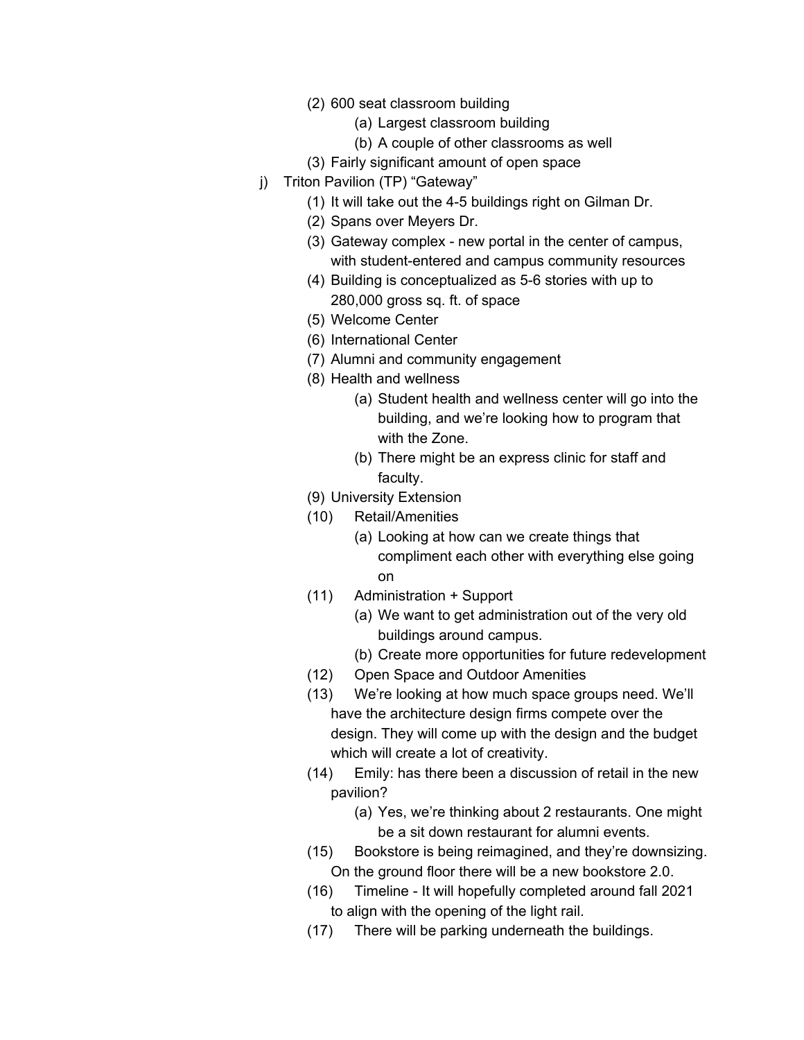(2) 600 seat classroom building
  (a) Largest classroom building
  (b) A couple of other classrooms as well
(3) Fairly significant amount of open space

j) Triton Pavilion (TP) "Gateway"
  (1) It will take out the 4-5 buildings right on Gilman Dr.
  (2) Spans over Meyers Dr.
  (3) Gateway complex - new portal in the center of campus, with student-entered and campus community resources
  (4) Building is conceptualized as 5-6 stories with up to 280,000 gross sq. ft. of space
  (5) Welcome Center
  (6) International Center
  (7) Alumni and community engagement
  (8) Health and wellness
    (a) Student health and wellness center will go into the building, and we're looking how to program that with the Zone.
    (b) There might be an express clinic for staff and faculty.
  (9) University Extension
  (10) Retail/Amenities
    (a) Looking at how can we create things that compliment each other with everything else going on
  (11) Administration + Support
    (a) We want to get administration out of the very old buildings around campus.
    (b) Create more opportunities for future redevelopment
  (12) Open Space and Outdoor Amenities
  (13) We're looking at how much space groups need. We'll have the architecture design firms compete over the design. They will come up with the design and the budget which will create a lot of creativity.
  (14) Emily: has there been a discussion of retail in the new pavilion?
    (a) Yes, we're thinking about 2 restaurants. One might be a sit down restaurant for alumni events.
  (15) Bookstore is being reimagined, and they're downsizing. On the ground floor there will be a new bookstore 2.0.
  (16) Timeline - It will hopefully completed around fall 2021 to align with the opening of the light rail.
  (17) There will be parking underneath the buildings.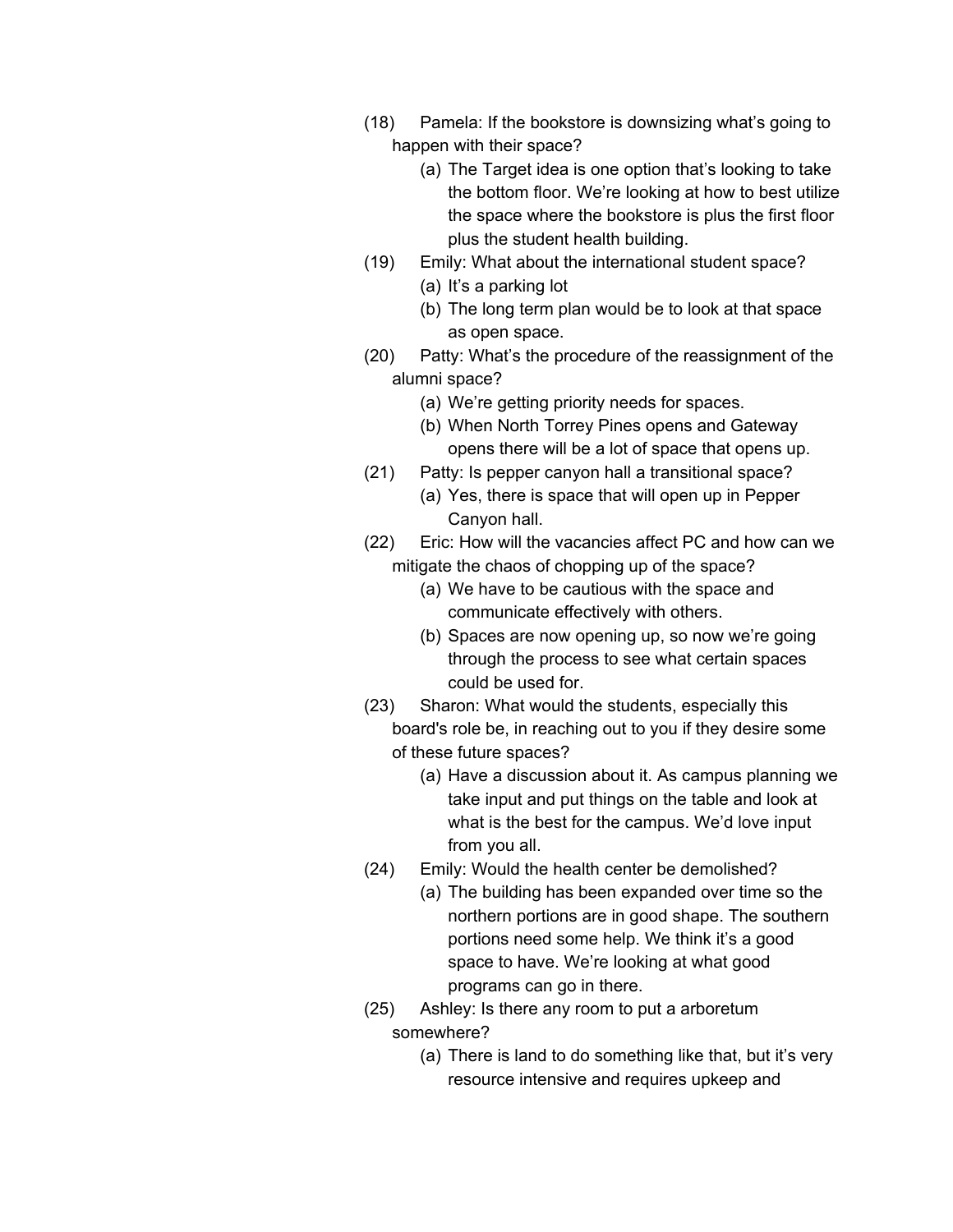(18) Pamela: If the bookstore is downsizing what's going to happen with their space?

   (a) The Target idea is one option that's looking to take the bottom floor. We're looking at how to best utilize the space where the bookstore is plus the first floor plus the student health building.

(19) Emily: What about the international student space?

   (a) It's a parking lot

   (b) The long term plan would be to look at that space as open space.

(20) Patty: What's the procedure of the reassignment of the alumni space?

   (a) We're getting priority needs for spaces.

   (b) When North Torrey Pines opens and Gateway opens there will be a lot of space that opens up.

(21) Patty: Is pepper canyon hall a transitional space?

   (a) Yes, there is space that will open up in Pepper Canyon hall.

(22) Eric: How will the vacancies affect PC and how can we mitigate the chaos of chopping up of the space?

   (a) We have to be cautious with the space and communicate effectively with others.

   (b) Spaces are now opening up, so now we're going through the process to see what certain spaces could be used for.

(23) Sharon: What would the students, especially this board's role be, in reaching out to you if they desire some of these future spaces?

   (a) Have a discussion about it. As campus planning we take input and put things on the table and look at what is the best for the campus. We'd love input from you all.

(24) Emily: Would the health center be demolished?

   (a) The building has been expanded over time so the northern portions are in good shape. The southern portions need some help. We think it's a good space to have. We're looking at what good programs can go in there.

(25) Ashley: Is there any room to put a arboretum somewhere?

   (a) There is land to do something like that, but it's very resource intensive and requires upkeep and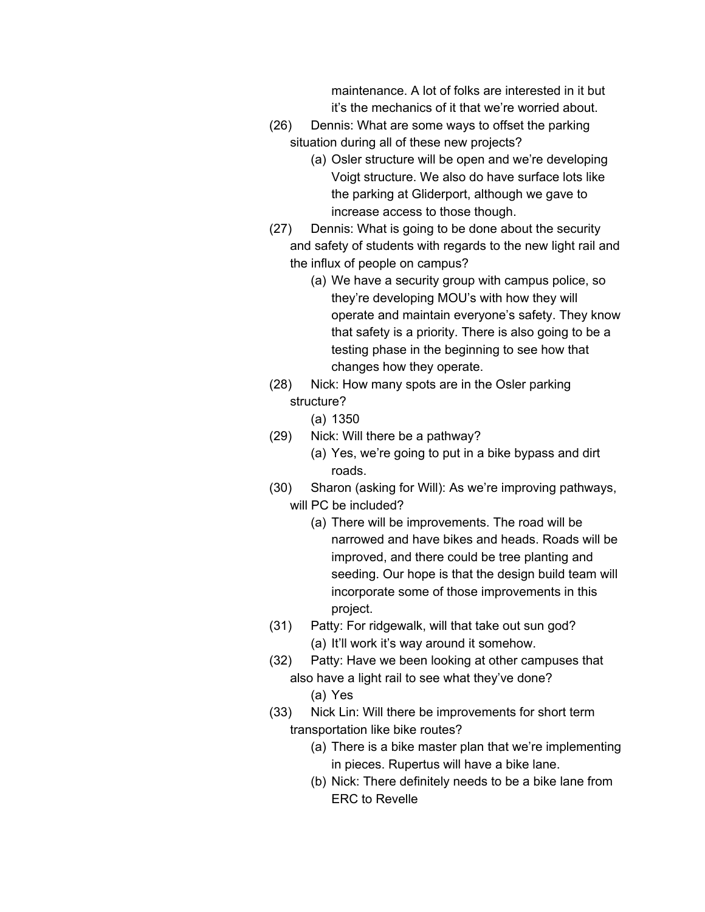maintenance. A lot of folks are interested in it but it's the mechanics of it that we're worried about.

(26) Dennis: What are some ways to offset the parking situation during all of these new projects?
   (a) Osler structure will be open and we're developing Voigt structure. We also do have surface lots like the parking at Gliderport, although we gave to increase access to those though.

(27) Dennis: What is going to be done about the security and safety of students with regards to the new light rail and the influx of people on campus?
   (a) We have a security group with campus police, so they're developing MOU's with how they will operate and maintain everyone's safety. They know that safety is a priority. There is also going to be a testing phase in the beginning to see how that changes how they operate.

(28) Nick: How many spots are in the Osler parking structure?
   (a) 1350

(29) Nick: Will there be a pathway?
   (a) Yes, we're going to put in a bike bypass and dirt roads.

(30) Sharon (asking for Will): As we're improving pathways, will PC be included?
   (a) There will be improvements. The road will be narrowed and have bikes and heads. Roads will be improved, and there could be tree planting and seeding. Our hope is that the design build team will incorporate some of those improvements in this project.

(31) Patty: For ridgewalk, will that take out sun god?
   (a) It'll work it's way around it somehow.

(32) Patty: Have we been looking at other campuses that also have a light rail to see what they've done?
   (a) Yes

(33) Nick Lin: Will there be improvements for short term transportation like bike routes?
   (a) There is a bike master plan that we're implementing in pieces. Rupertus will have a bike lane.
   (b) Nick: There definitely needs to be a bike lane from ERC to Revelle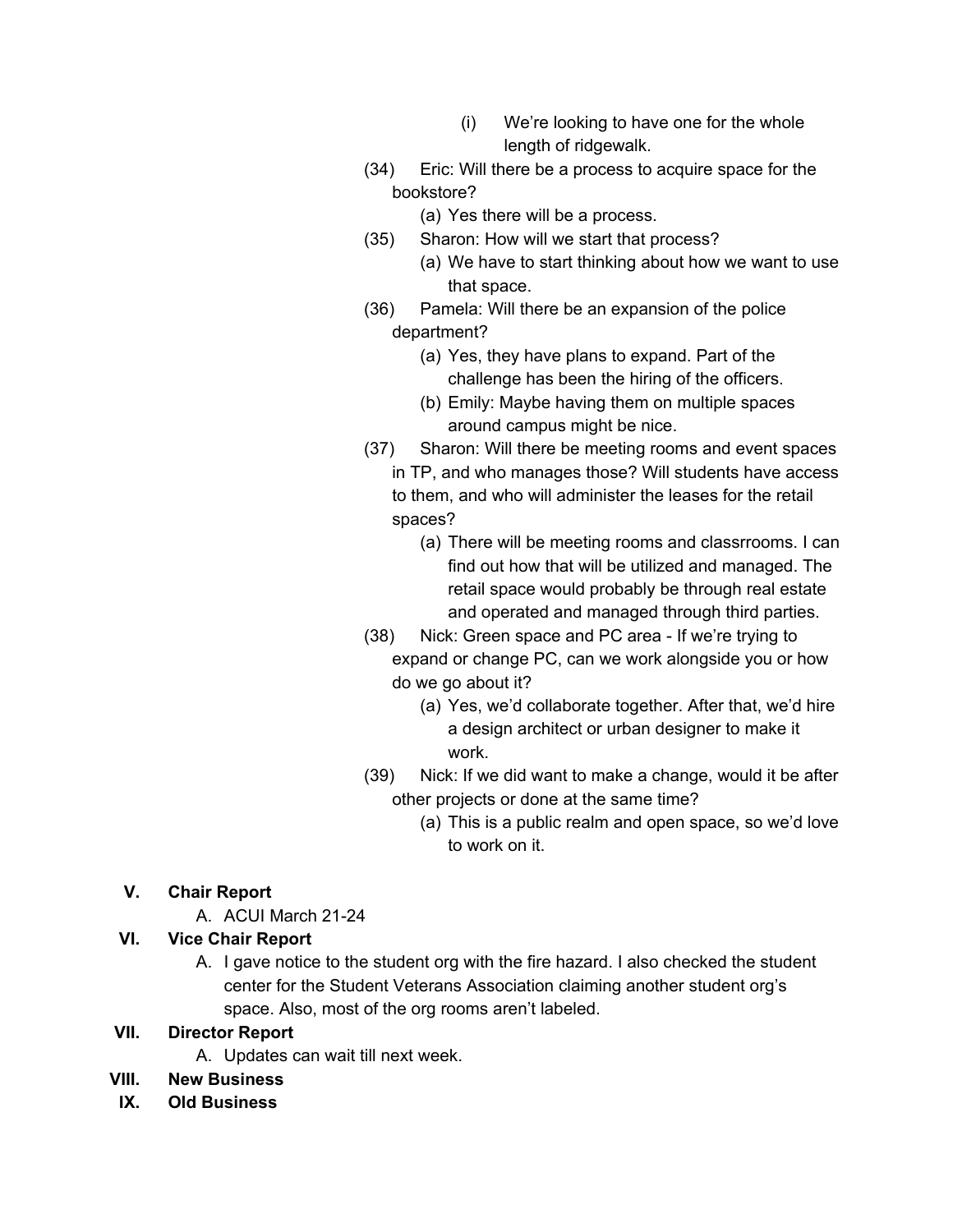(i) We're looking to have one for the whole length of ridgewalk.

(34) Eric: Will there be a process to acquire space for the bookstore?
   - (a) Yes there will be a process.

(35) Sharon: How will we start that process?
   - (a) We have to start thinking about how we want to use that space.

(36) Pamela: Will there be an expansion of the police department?
   - (a) Yes, they have plans to expand. Part of the challenge has been the hiring of the officers.
   - (b) Emily: Maybe having them on multiple spaces around campus might be nice.

(37) Sharon: Will there be meeting rooms and event spaces in TP, and who manages those? Will students have access to them, and who will administer the leases for the retail spaces?
   - (a) There will be meeting rooms and classrrooms. I can find out how that will be utilized and managed. The retail space would probably be through real estate and operated and managed through third parties.

(38) Nick: Green space and PC area - If we're trying to expand or change PC, can we work alongside you or how do we go about it?
   - (a) Yes, we'd collaborate together. After that, we'd hire a design architect or urban designer to make it work.

(39) Nick: If we did want to make a change, would it be after other projects or done at the same time?
   - (a) This is a public realm and open space, so we'd love to work on it.

## V. Chair Report

A. ACUI March 21-24

## VI. Vice Chair Report

A. I gave notice to the student org with the fire hazard. I also checked the student center for the Student Veterans Association claiming another student org's space. Also, most of the org rooms aren't labeled.

## VII. Director Report

A. Updates can wait till next week.

## VIII. New Business

## IX. Old Business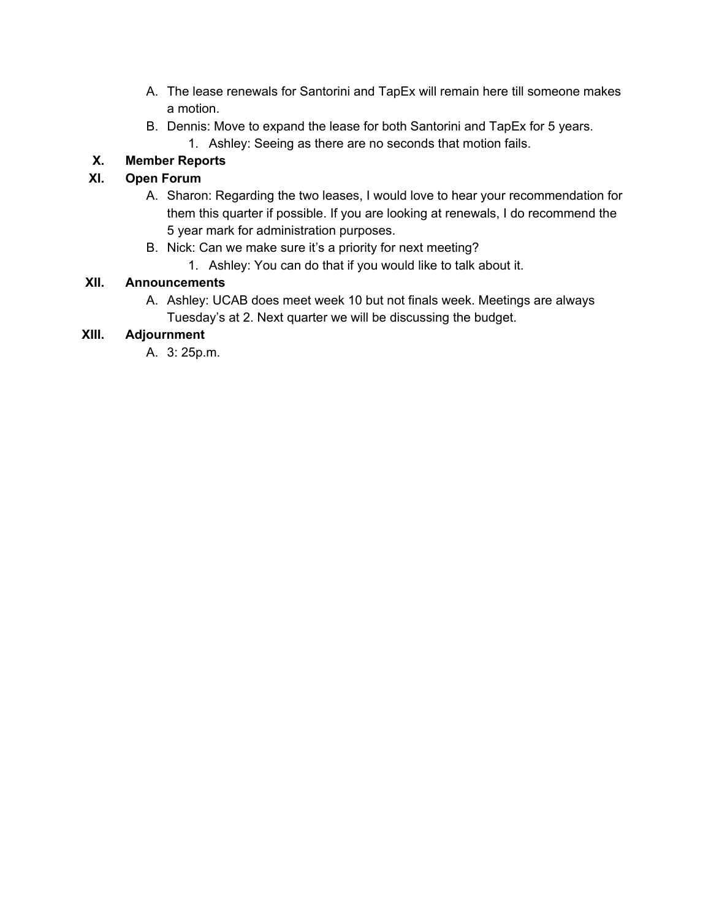A. The lease renewals for Santorini and TapEx will remain here till someone makes a motion.

B. Dennis: Move to expand the lease for both Santorini and TapEx for 5 years.

   1. Ashley: Seeing as there are no seconds that motion fails.

**X. Member Reports**

**XI. Open Forum**

A. Sharon: Regarding the two leases, I would love to hear your recommendation for them this quarter if possible. If you are looking at renewals, I do recommend the 5 year mark for administration purposes.

B. Nick: Can we make sure it's a priority for next meeting?

   1. Ashley: You can do that if you would like to talk about it.

**XII. Announcements**

A. Ashley: UCAB does meet week 10 but not finals week. Meetings are always Tuesday's at 2. Next quarter we will be discussing the budget.

**XIII. Adjournment**

A. 3: 25p.m.